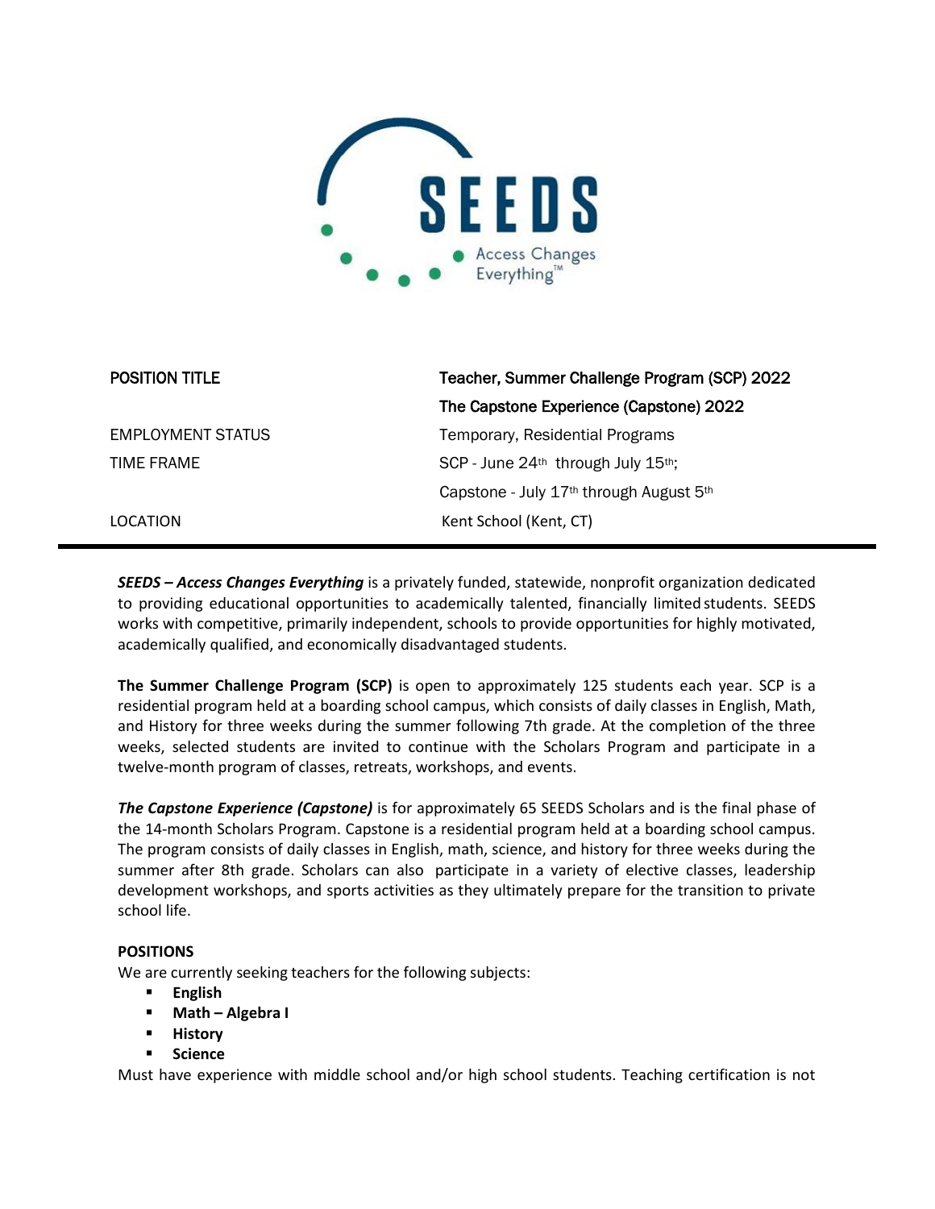SEEDS

Access Changes Everything™

| | |
|---|---|
| POSITION TITLE | Teacher, Summer Challenge Program (SCP) 2022 |
| | The Capstone Experience (Capstone) 2022 |
| EMPLOYMENT STATUS | Temporary, Residential Programs |
| TIME FRAME | SCP - June 24th through July 15th; |
| | Capstone - July 17th through August 5th |
| LOCATION | Kent School (Kent, CT) |

---

***SEEDS – Access Changes Everything*** is a privately funded, statewide, nonprofit organization dedicated to providing educational opportunities to academically talented, financially limited students. SEEDS works with competitive, primarily independent, schools to provide opportunities for highly motivated, academically qualified, and economically disadvantaged students.

**The Summer Challenge Program (SCP)** is open to approximately 125 students each year. SCP is a residential program held at a boarding school campus, which consists of daily classes in English, Math, and History for three weeks during the summer following 7th grade. At the completion of the three weeks, selected students are invited to continue with the Scholars Program and participate in a twelve-month program of classes, retreats, workshops, and events.

***The Capstone Experience (Capstone)*** is for approximately 65 SEEDS Scholars and is the final phase of the 14-month Scholars Program. Capstone is a residential program held at a boarding school campus. The program consists of daily classes in English, math, science, and history for three weeks during the summer after 8th grade. Scholars can also participate in a variety of elective classes, leadership development workshops, and sports activities as they ultimately prepare for the transition to private school life.

**POSITIONS**

We are currently seeking teachers for the following subjects:

- **English**
- **Math – Algebra I**
- **History**
- **Science**

Must have experience with middle school and/or high school students. Teaching certification is not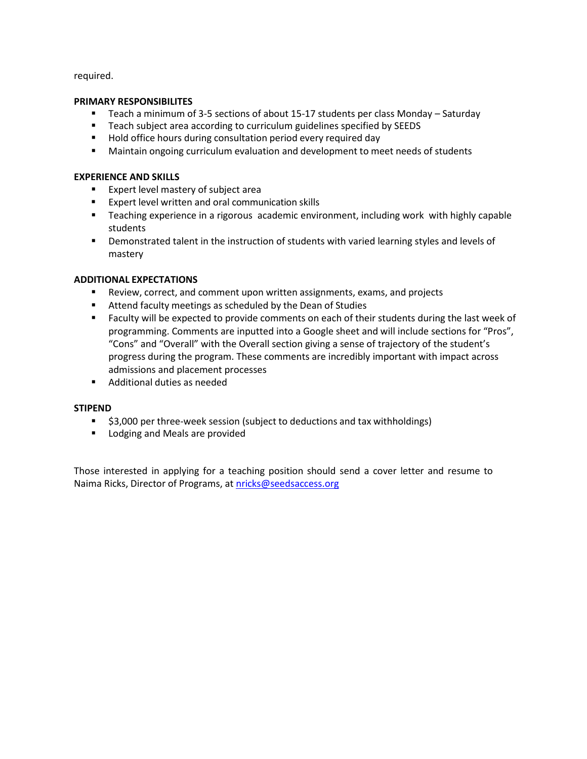required.

**PRIMARY RESPONSIBILITES**

- Teach a minimum of 3-5 sections of about 15-17 students per class Monday – Saturday
- Teach subject area according to curriculum guidelines specified by SEEDS
- Hold office hours during consultation period every required day
- Maintain ongoing curriculum evaluation and development to meet needs of students

**EXPERIENCE AND SKILLS**

- Expert level mastery of subject area
- Expert level written and oral communication skills
- Teaching experience in a rigorous academic environment, including work with highly capable students
- Demonstrated talent in the instruction of students with varied learning styles and levels of mastery

**ADDITIONAL EXPECTATIONS**

- Review, correct, and comment upon written assignments, exams, and projects
- Attend faculty meetings as scheduled by the Dean of Studies
- Faculty will be expected to provide comments on each of their students during the last week of programming. Comments are inputted into a Google sheet and will include sections for "Pros", "Cons" and "Overall" with the Overall section giving a sense of trajectory of the student's progress during the program. These comments are incredibly important with impact across admissions and placement processes
- Additional duties as needed

**STIPEND**

- $3,000 per three-week session (subject to deductions and tax withholdings)
- Lodging and Meals are provided

Those interested in applying for a teaching position should send a cover letter and resume to Naima Ricks, Director of Programs, at nricks@seedsaccess.org